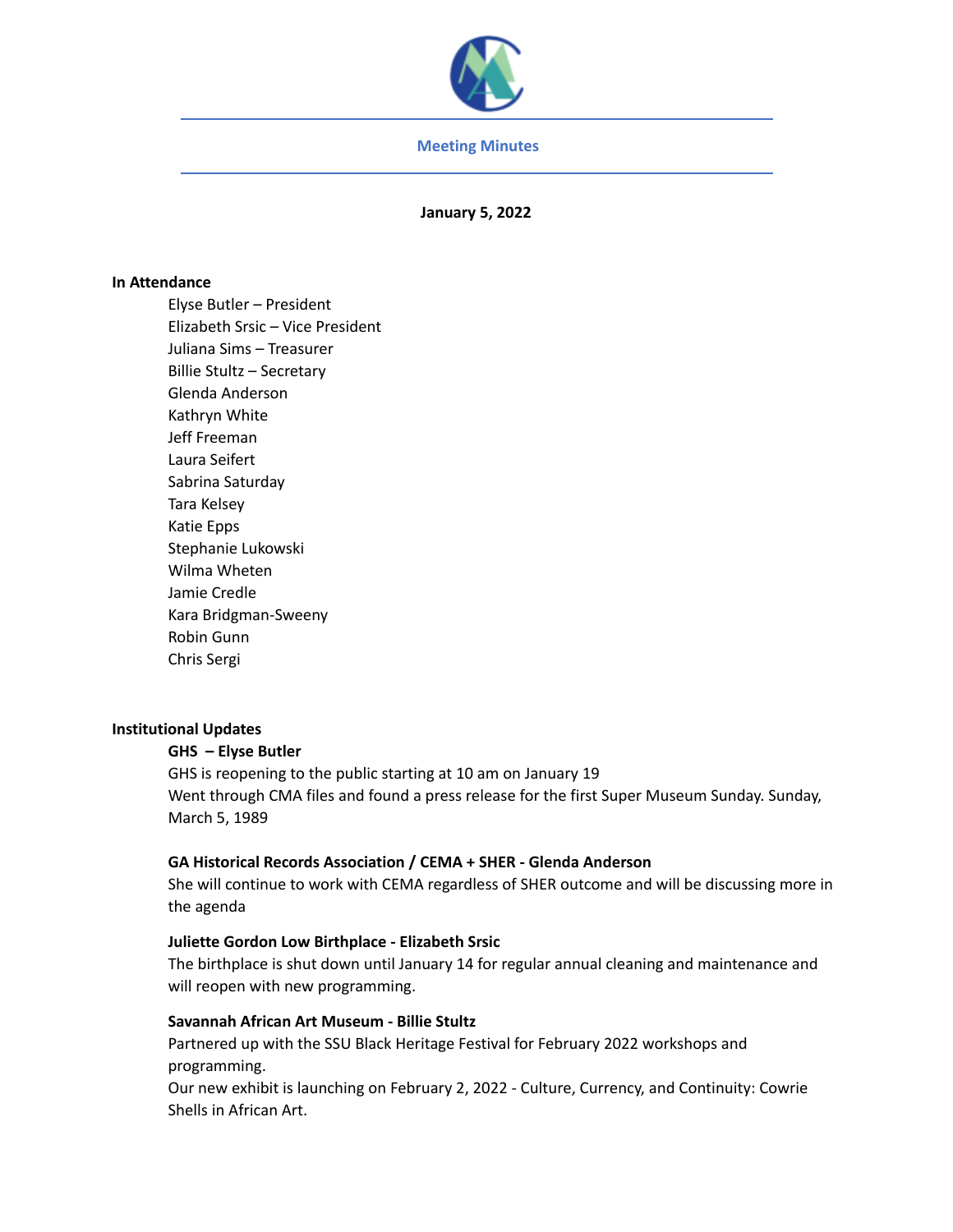## Meeting Minutes

**January 5, 2022**

### In Attendance

Elyse Butler – President
Elizabeth Srsic – Vice President
Juliana Sims – Treasurer
Billie Stultz – Secretary
Glenda Anderson
Kathryn White
Jeff Freeman
Laura Seifert
Sabrina Saturday
Tara Kelsey
Katie Epps
Stephanie Lukowski
Wilma Wheten
Jamie Credle
Kara Bridgman-Sweeny
Robin Gunn
Chris Sergi

### Institutional Updates

**GHS – Elyse Butler**

GHS is reopening to the public starting at 10 am on January 19

Went through CMA files and found a press release for the first Super Museum Sunday. Sunday, March 5, 1989

**GA Historical Records Association / CEMA + SHER - Glenda Anderson**

She will continue to work with CEMA regardless of SHER outcome and will be discussing more in the agenda

**Juliette Gordon Low Birthplace - Elizabeth Srsic**

The birthplace is shut down until January 14 for regular annual cleaning and maintenance and will reopen with new programming.

**Savannah African Art Museum - Billie Stultz**

Partnered up with the SSU Black Heritage Festival for February 2022 workshops and programming.

Our new exhibit is launching on February 2, 2022 - Culture, Currency, and Continuity: Cowrie Shells in African Art.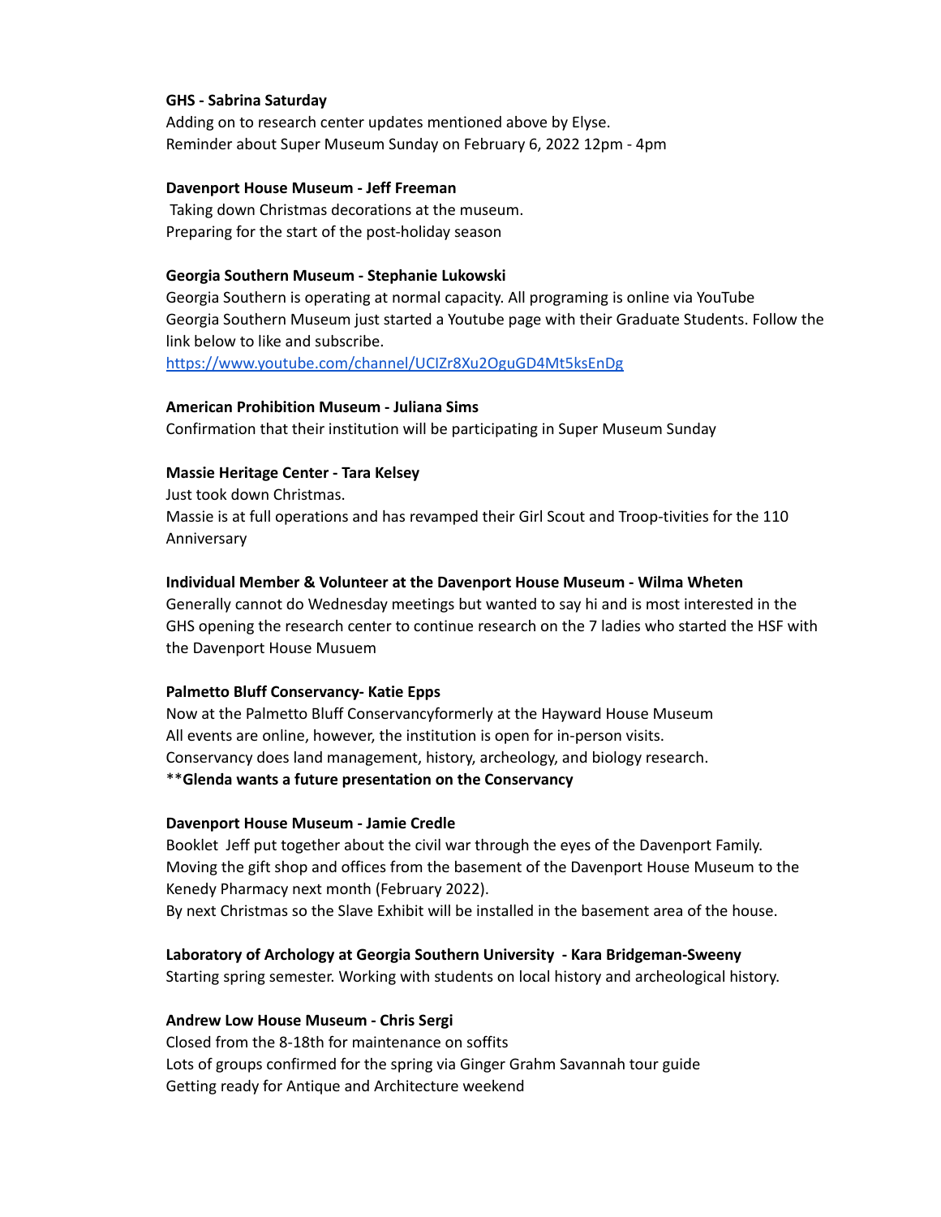**GHS - Sabrina Saturday**
Adding on to research center updates mentioned above by Elyse.
Reminder about Super Museum Sunday on February 6, 2022 12pm - 4pm

**Davenport House Museum - Jeff Freeman**
Taking down Christmas decorations at the museum.
Preparing for the start of the post-holiday season

**Georgia Southern Museum - Stephanie Lukowski**
Georgia Southern is operating at normal capacity. All programing is online via YouTube
Georgia Southern Museum just started a Youtube page with their Graduate Students. Follow the link below to like and subscribe.
https://www.youtube.com/channel/UClZr8Xu2OguGD4Mt5ksEnDg

**American Prohibition Museum - Juliana Sims**
Confirmation that their institution will be participating in Super Museum Sunday

**Massie Heritage Center - Tara Kelsey**
Just took down Christmas.
Massie is at full operations and has revamped their Girl Scout and Troop-tivities for the 110 Anniversary

**Individual Member & Volunteer at the Davenport House Museum - Wilma Wheten**
Generally cannot do Wednesday meetings but wanted to say hi and is most interested in the GHS opening the research center to continue research on the 7 ladies who started the HSF with the Davenport House Musuem

**Palmetto Bluff Conservancy- Katie Epps**
Now at the Palmetto Bluff Conservancyformerly at the Hayward House Museum
All events are online, however, the institution is open for in-person visits.
Conservancy does land management, history, archeology, and biology research.
\*\***Glenda wants a future presentation on the Conservancy**

**Davenport House Museum - Jamie Credle**
Booklet Jeff put together about the civil war through the eyes of the Davenport Family.
Moving the gift shop and offices from the basement of the Davenport House Museum to the Kenedy Pharmacy next month (February 2022).
By next Christmas so the Slave Exhibit will be installed in the basement area of the house.

**Laboratory of Archology at Georgia Southern University - Kara Bridgeman-Sweeny**
Starting spring semester. Working with students on local history and archeological history.

**Andrew Low House Museum - Chris Sergi**
Closed from the 8-18th for maintenance on soffits
Lots of groups confirmed for the spring via Ginger Grahm Savannah tour guide
Getting ready for Antique and Architecture weekend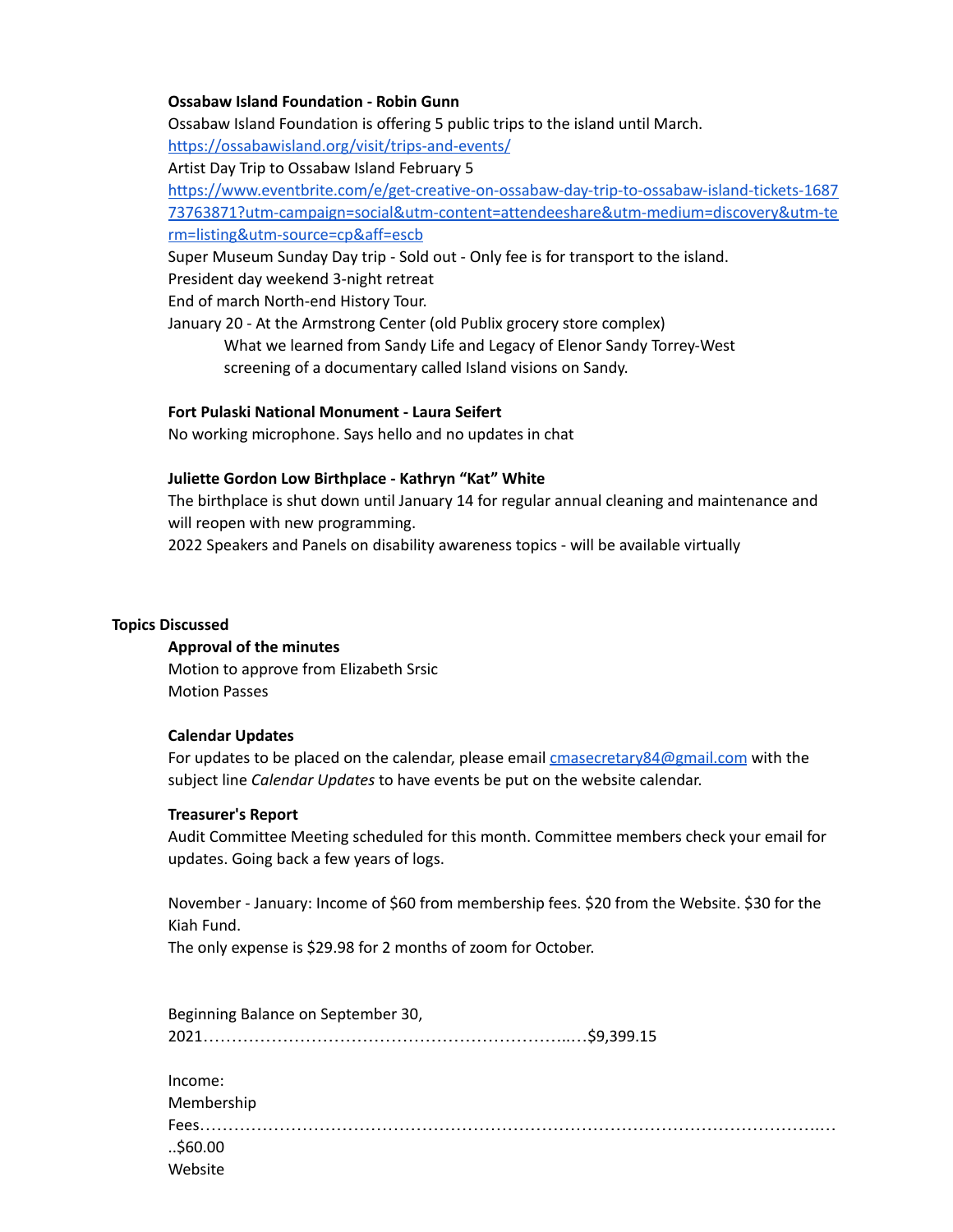**Ossabaw Island Foundation - Robin Gunn**

Ossabaw Island Foundation is offering 5 public trips to the island until March.
https://ossabawisland.org/visit/trips-and-events/

Artist Day Trip to Ossabaw Island February 5
https://www.eventbrite.com/e/get-creative-on-ossabaw-day-trip-to-ossabaw-island-tickets-168773763871?utm-campaign=social&utm-content=attendeeshare&utm-medium=discovery&utm-term=listing&utm-source=cp&aff=escb

Super Museum Sunday Day trip - Sold out - Only fee is for transport to the island.
President day weekend 3-night retreat
End of march North-end History Tour.
January 20 - At the Armstrong Center (old Publix grocery store complex)

> What we learned from Sandy Life and Legacy of Elenor Sandy Torrey-West
> screening of a documentary called Island visions on Sandy.

**Fort Pulaski National Monument - Laura Seifert**

No working microphone. Says hello and no updates in chat

**Juliette Gordon Low Birthplace - Kathryn “Kat” White**

The birthplace is shut down until January 14 for regular annual cleaning and maintenance and will reopen with new programming.
2022 Speakers and Panels on disability awareness topics - will be available virtually

**Topics Discussed**

**Approval of the minutes**

Motion to approve from Elizabeth Srsic
Motion Passes

**Calendar Updates**

For updates to be placed on the calendar, please email cmasecretary84@gmail.com with the subject line *Calendar Updates* to have events be put on the website calendar.

**Treasurer's Report**

Audit Committee Meeting scheduled for this month. Committee members check your email for updates. Going back a few years of logs.

November - January: Income of $60 from membership fees. $20 from the Website. $30 for the Kiah Fund.
The only expense is $29.98 for 2 months of zoom for October.

Beginning Balance on September 30, 2021………………………………………………………..…$9,399.15

Income:
Membership Fees……………………………………………………………………………………………..…..$60.00
Website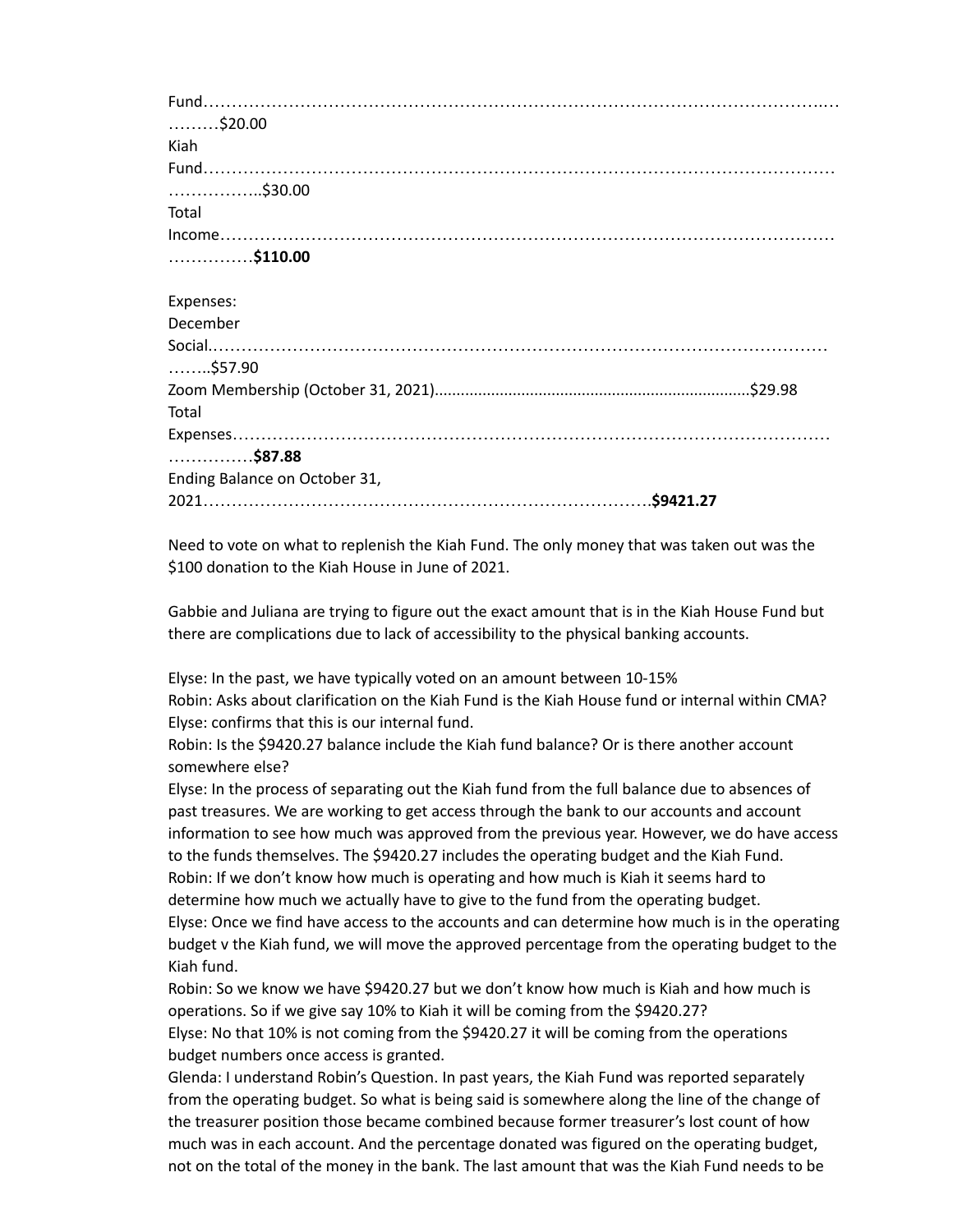Fund……………………………………………………………………………………………………...………$20.00
Kiah Fund……………………………………………………………………………………………………………………..$30.00
Total Income……………………………………………………………………………………………………………………**$110.00**

Expenses:
December Social……………………………………………………………………………………………………..$57.90
Zoom Membership (October 31, 2021)........................................................................$29.98
Total Expenses……………………………………………………………………………………………………………………**$87.88**
Ending Balance on October 31, 2021……………………………………………………………………………**$9421.27**

Need to vote on what to replenish the Kiah Fund. The only money that was taken out was the $100 donation to the Kiah House in June of 2021.

Gabbie and Juliana are trying to figure out the exact amount that is in the Kiah House Fund but there are complications due to lack of accessibility to the physical banking accounts.

Elyse: In the past, we have typically voted on an amount between 10-15%
Robin: Asks about clarification on the Kiah Fund is the Kiah House fund or internal within CMA?
Elyse: confirms that this is our internal fund.
Robin: Is the $9420.27 balance include the Kiah fund balance? Or is there another account somewhere else?
Elyse: In the process of separating out the Kiah fund from the full balance due to absences of past treasures. We are working to get access through the bank to our accounts and account information to see how much was approved from the previous year. However, we do have access to the funds themselves. The $9420.27 includes the operating budget and the Kiah Fund.
Robin: If we don't know how much is operating and how much is Kiah it seems hard to determine how much we actually have to give to the fund from the operating budget.
Elyse: Once we find have access to the accounts and can determine how much is in the operating budget v the Kiah fund, we will move the approved percentage from the operating budget to the Kiah fund.
Robin: So we know we have $9420.27 but we don't know how much is Kiah and how much is operations. So if we give say 10% to Kiah it will be coming from the $9420.27?
Elyse: No that 10% is not coming from the $9420.27 it will be coming from the operations budget numbers once access is granted.
Glenda: I understand Robin's Question. In past years, the Kiah Fund was reported separately from the operating budget. So what is being said is somewhere along the line of the change of the treasurer position those became combined because former treasurer's lost count of how much was in each account. And the percentage donated was figured on the operating budget, not on the total of the money in the bank. The last amount that was the Kiah Fund needs to be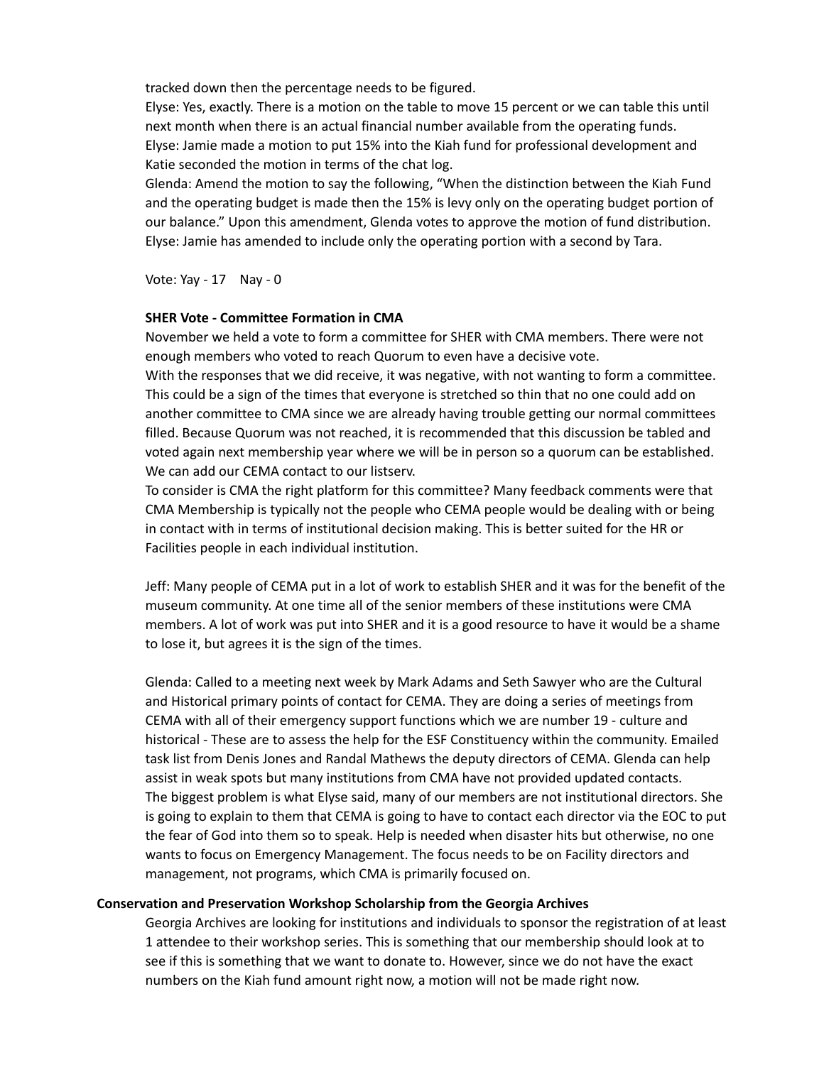tracked down then the percentage needs to be figured.

Elyse: Yes, exactly. There is a motion on the table to move 15 percent or we can table this until next month when there is an actual financial number available from the operating funds.

Elyse: Jamie made a motion to put 15% into the Kiah fund for professional development and Katie seconded the motion in terms of the chat log.

Glenda: Amend the motion to say the following, "When the distinction between the Kiah Fund and the operating budget is made then the 15% is levy only on the operating budget portion of our balance." Upon this amendment, Glenda votes to approve the motion of fund distribution.

Elyse: Jamie has amended to include only the operating portion with a second by Tara.

Vote: Yay - 17 Nay - 0

**SHER Vote - Committee Formation in CMA**

November we held a vote to form a committee for SHER with CMA members. There were not enough members who voted to reach Quorum to even have a decisive vote.

With the responses that we did receive, it was negative, with not wanting to form a committee. This could be a sign of the times that everyone is stretched so thin that no one could add on another committee to CMA since we are already having trouble getting our normal committees filled. Because Quorum was not reached, it is recommended that this discussion be tabled and voted again next membership year where we will be in person so a quorum can be established. We can add our CEMA contact to our listserv.

To consider is CMA the right platform for this committee? Many feedback comments were that CMA Membership is typically not the people who CEMA people would be dealing with or being in contact with in terms of institutional decision making. This is better suited for the HR or Facilities people in each individual institution.

Jeff: Many people of CEMA put in a lot of work to establish SHER and it was for the benefit of the museum community. At one time all of the senior members of these institutions were CMA members. A lot of work was put into SHER and it is a good resource to have it would be a shame to lose it, but agrees it is the sign of the times.

Glenda: Called to a meeting next week by Mark Adams and Seth Sawyer who are the Cultural and Historical primary points of contact for CEMA. They are doing a series of meetings from CEMA with all of their emergency support functions which we are number 19 - culture and historical - These are to assess the help for the ESF Constituency within the community. Emailed task list from Denis Jones and Randal Mathews the deputy directors of CEMA. Glenda can help assist in weak spots but many institutions from CMA have not provided updated contacts. The biggest problem is what Elyse said, many of our members are not institutional directors. She is going to explain to them that CEMA is going to have to contact each director via the EOC to put the fear of God into them so to speak. Help is needed when disaster hits but otherwise, no one wants to focus on Emergency Management. The focus needs to be on Facility directors and management, not programs, which CMA is primarily focused on.

**Conservation and Preservation Workshop Scholarship from the Georgia Archives**

Georgia Archives are looking for institutions and individuals to sponsor the registration of at least 1 attendee to their workshop series. This is something that our membership should look at to see if this is something that we want to donate to. However, since we do not have the exact numbers on the Kiah fund amount right now, a motion will not be made right now.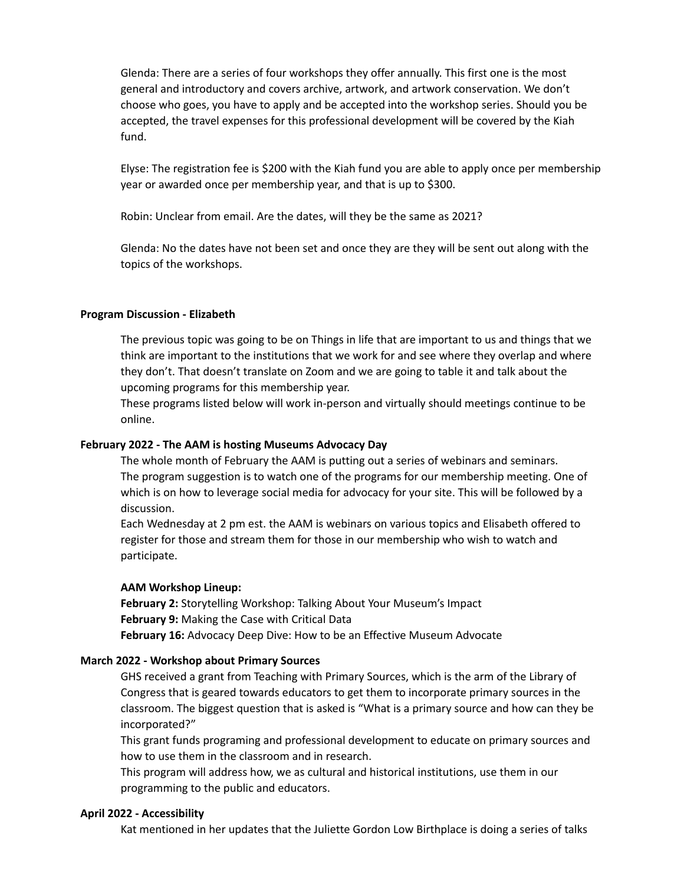Glenda: There are a series of four workshops they offer annually. This first one is the most general and introductory and covers archive, artwork, and artwork conservation. We don't choose who goes, you have to apply and be accepted into the workshop series. Should you be accepted, the travel expenses for this professional development will be covered by the Kiah fund.

Elyse: The registration fee is $200 with the Kiah fund you are able to apply once per membership year or awarded once per membership year, and that is up to $300.

Robin: Unclear from email. Are the dates, will they be the same as 2021?

Glenda: No the dates have not been set and once they are they will be sent out along with the topics of the workshops.

**Program Discussion - Elizabeth**

The previous topic was going to be on Things in life that are important to us and things that we think are important to the institutions that we work for and see where they overlap and where they don't. That doesn't translate on Zoom and we are going to table it and talk about the upcoming programs for this membership year.
These programs listed below will work in-person and virtually should meetings continue to be online.

**February 2022 - The AAM is hosting Museums Advocacy Day**

The whole month of February the AAM is putting out a series of webinars and seminars.
The program suggestion is to watch one of the programs for our membership meeting. One of which is on how to leverage social media for advocacy for your site. This will be followed by a discussion.
Each Wednesday at 2 pm est. the AAM is webinars on various topics and Elisabeth offered to register for those and stream them for those in our membership who wish to watch and participate.

**AAM Workshop Lineup:**
**February 2:** Storytelling Workshop: Talking About Your Museum's Impact
**February 9:** Making the Case with Critical Data
**February 16:** Advocacy Deep Dive: How to be an Effective Museum Advocate

**March 2022 - Workshop about Primary Sources**

GHS received a grant from Teaching with Primary Sources, which is the arm of the Library of Congress that is geared towards educators to get them to incorporate primary sources in the classroom. The biggest question that is asked is "What is a primary source and how can they be incorporated?"
This grant funds programing and professional development to educate on primary sources and how to use them in the classroom and in research.
This program will address how, we as cultural and historical institutions, use them in our programming to the public and educators.

**April 2022 - Accessibility**

Kat mentioned in her updates that the Juliette Gordon Low Birthplace is doing a series of talks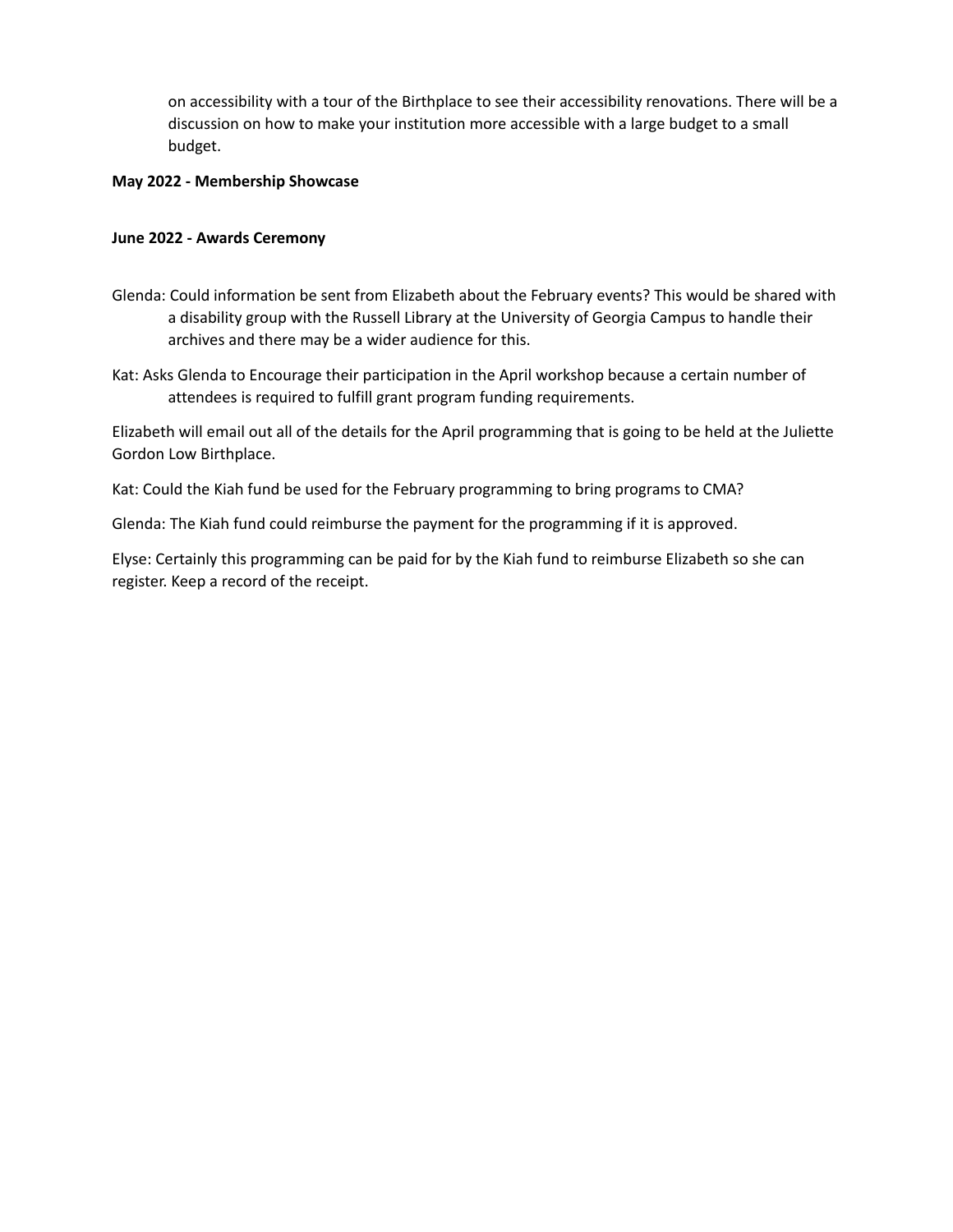on accessibility with a tour of the Birthplace to see their accessibility renovations. There will be a discussion on how to make your institution more accessible with a large budget to a small budget.

**May 2022 - Membership Showcase**

**June 2022 - Awards Ceremony**

Glenda: Could information be sent from Elizabeth about the February events? This would be shared with a disability group with the Russell Library at the University of Georgia Campus to handle their archives and there may be a wider audience for this.

Kat: Asks Glenda to Encourage their participation in the April workshop because a certain number of attendees is required to fulfill grant program funding requirements.

Elizabeth will email out all of the details for the April programming that is going to be held at the Juliette Gordon Low Birthplace.

Kat: Could the Kiah fund be used for the February programming to bring programs to CMA?

Glenda: The Kiah fund could reimburse the payment for the programming if it is approved.

Elyse: Certainly this programming can be paid for by the Kiah fund to reimburse Elizabeth so she can register. Keep a record of the receipt.